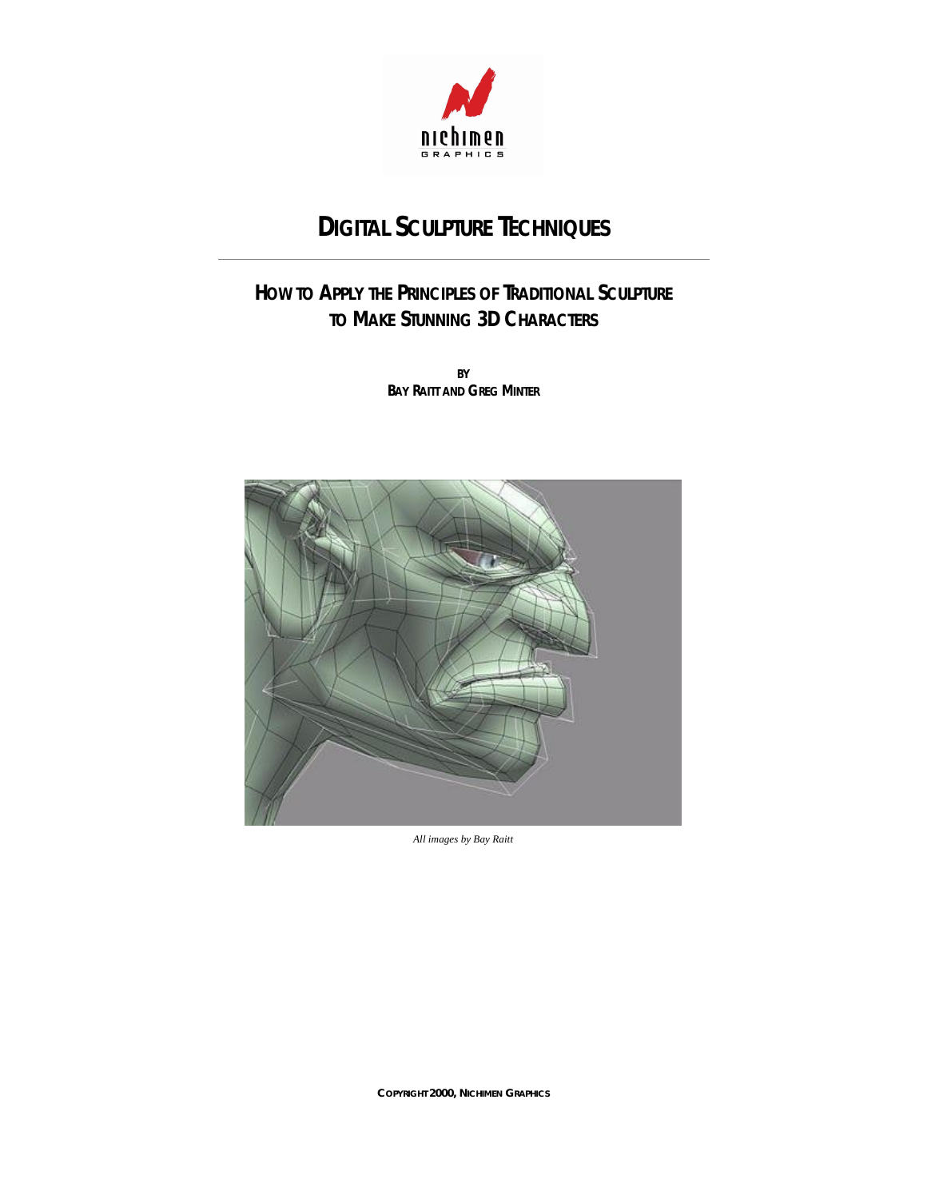# DIGITAL SCULPTURE TECHNIQUES

## HOW TO APPLY THE PRINCIPLES OF TRADITIONAL SCULPTURE TO MAKE STUNNING 3D CHARACTERS

**BY**
**BAY RAITT AND GREG MINTER**

*All images by Bay Raitt*

COPYRIGHT 2000, NICHIMEN GRAPHICS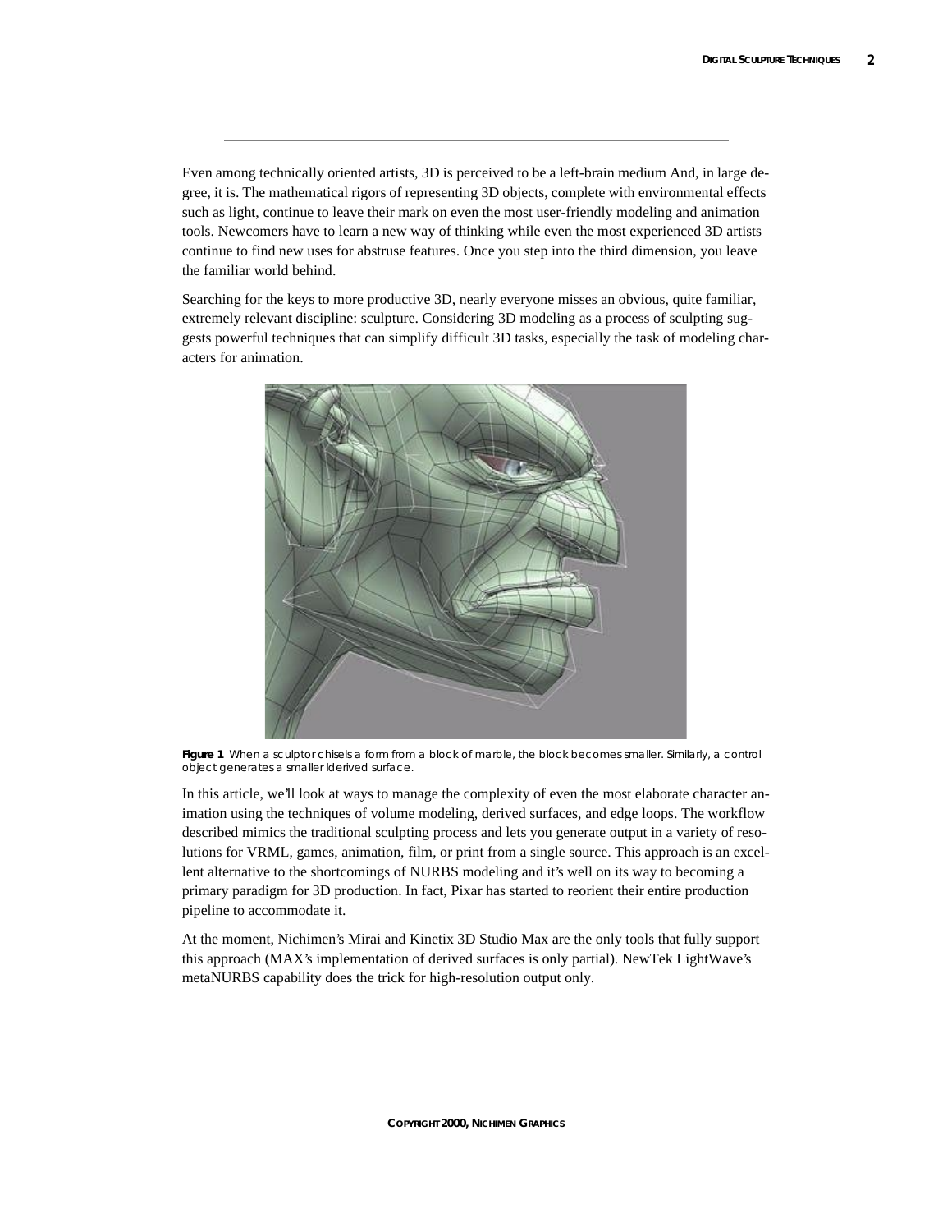Even among technically oriented artists, 3D is perceived to be a left-brain medium And, in large degree, it is. The mathematical rigors of representing 3D objects, complete with environmental effects such as light, continue to leave their mark on even the most user-friendly modeling and animation tools. Newcomers have to learn a new way of thinking while even the most experienced 3D artists continue to find new uses for abstruse features. Once you step into the third dimension, you leave the familiar world behind.

Searching for the keys to more productive 3D, nearly everyone misses an obvious, quite familiar, extremely relevant discipline: sculpture. Considering 3D modeling as a process of sculpting suggests powerful techniques that can simplify difficult 3D tasks, especially the task of modeling characters for animation.

**Figure 1** When a sculptor chisels a form from a block of marble, the block becomes smaller. Similarly, a control object generates a smaller derived surface.

In this article, we'll look at ways to manage the complexity of even the most elaborate character animation using the techniques of volume modeling, derived surfaces, and edge loops. The workflow described mimics the traditional sculpting process and lets you generate output in a variety of resolutions for VRML, games, animation, film, or print from a single source. This approach is an excellent alternative to the shortcomings of NURBS modeling and it's well on its way to becoming a primary paradigm for 3D production. In fact, Pixar has started to reorient their entire production pipeline to accommodate it.

At the moment, Nichimen's Mirai and Kinetix 3D Studio Max are the only tools that fully support this approach (MAX's implementation of derived surfaces is only partial). NewTek LightWave's metaNURBS capability does the trick for high-resolution output only.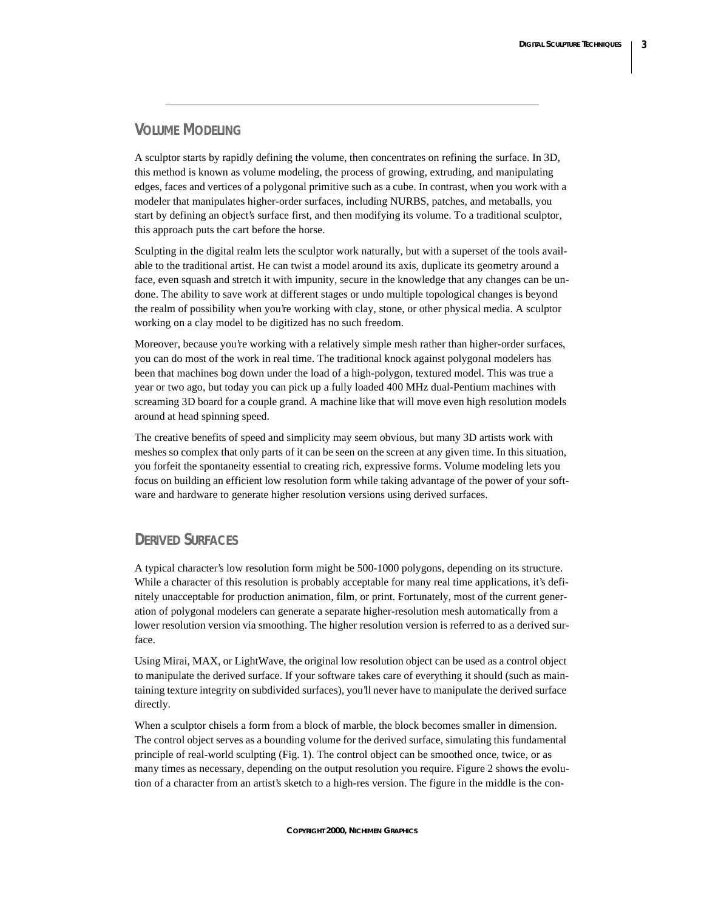## Volume Modeling

A sculptor starts by rapidly defining the volume, then concentrates on refining the surface. In 3D, this method is known as volume modeling, the process of growing, extruding, and manipulating edges, faces and vertices of a polygonal primitive such as a cube. In contrast, when you work with a modeler that manipulates higher-order surfaces, including NURBS, patches, and metaballs, you start by defining an object's surface first, and then modifying its volume. To a traditional sculptor, this approach puts the cart before the horse.

Sculpting in the digital realm lets the sculptor work naturally, but with a superset of the tools available to the traditional artist. He can twist a model around its axis, duplicate its geometry around a face, even squash and stretch it with impunity, secure in the knowledge that any changes can be undone. The ability to save work at different stages or undo multiple topological changes is beyond the realm of possibility when you're working with clay, stone, or other physical media. A sculptor working on a clay model to be digitized has no such freedom.

Moreover, because you're working with a relatively simple mesh rather than higher-order surfaces, you can do most of the work in real time. The traditional knock against polygonal modelers has been that machines bog down under the load of a high-polygon, textured model. This was true a year or two ago, but today you can pick up a fully loaded 400 MHz dual-Pentium machines with screaming 3D board for a couple grand. A machine like that will move even high resolution models around at head spinning speed.

The creative benefits of speed and simplicity may seem obvious, but many 3D artists work with meshes so complex that only parts of it can be seen on the screen at any given time. In this situation, you forfeit the spontaneity essential to creating rich, expressive forms. Volume modeling lets you focus on building an efficient low resolution form while taking advantage of the power of your software and hardware to generate higher resolution versions using derived surfaces.

## Derived Surfaces

A typical character's low resolution form might be 500-1000 polygons, depending on its structure. While a character of this resolution is probably acceptable for many real time applications, it's definitely unacceptable for production animation, film, or print. Fortunately, most of the current generation of polygonal modelers can generate a separate higher-resolution mesh automatically from a lower resolution version via smoothing. The higher resolution version is referred to as a derived surface.

Using Mirai, MAX, or LightWave, the original low resolution object can be used as a control object to manipulate the derived surface. If your software takes care of everything it should (such as maintaining texture integrity on subdivided surfaces), you'll never have to manipulate the derived surface directly.

When a sculptor chisels a form from a block of marble, the block becomes smaller in dimension. The control object serves as a bounding volume for the derived surface, simulating this fundamental principle of real-world sculpting (Fig. 1). The control object can be smoothed once, twice, or as many times as necessary, depending on the output resolution you require. Figure 2 shows the evolution of a character from an artist's sketch to a high-res version. The figure in the middle is the con-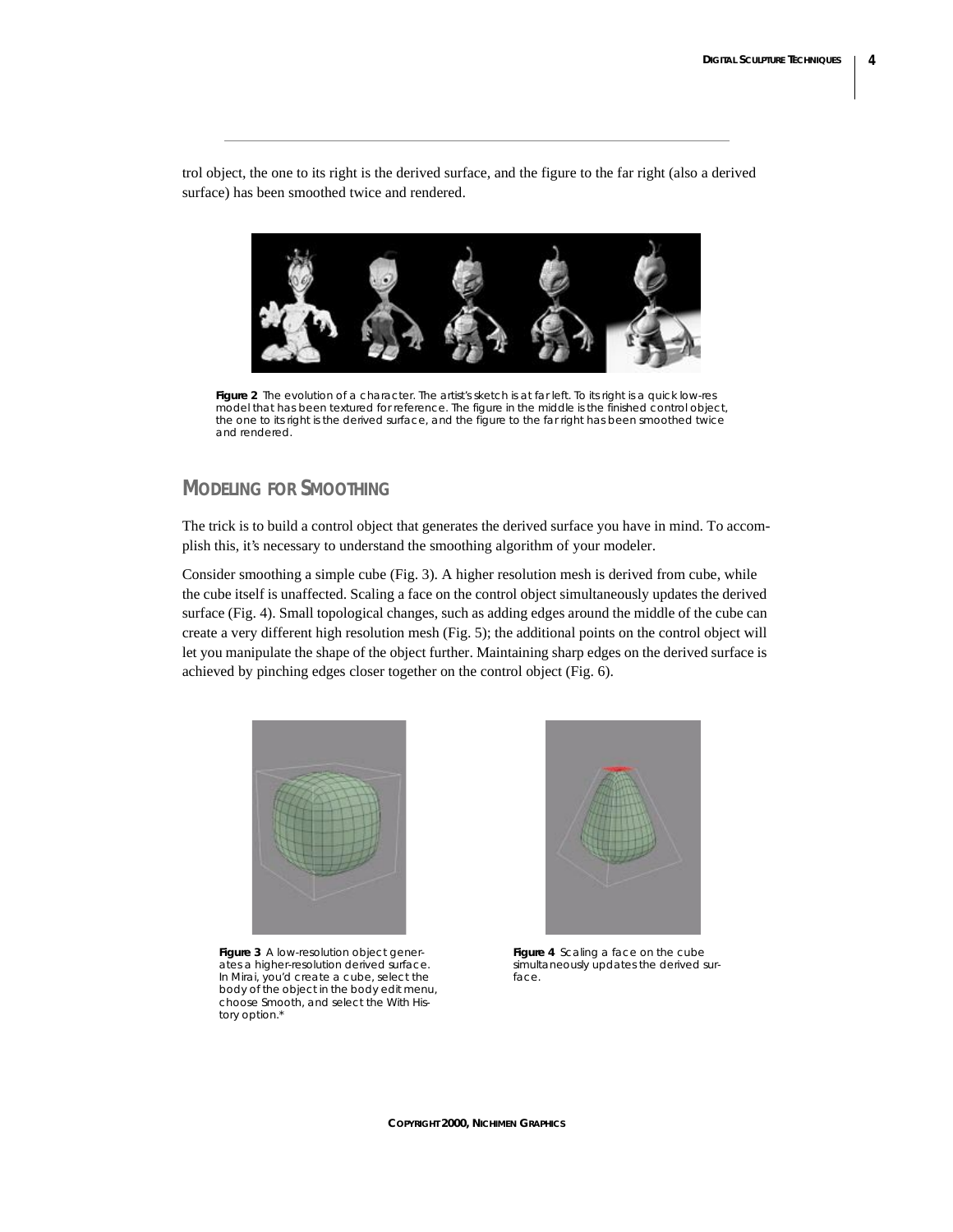trol object, the one to its right is the derived surface, and the figure to the far right (also a derived surface) has been smoothed twice and rendered.

**Figure 2** The evolution of a character. The artist's sketch is at far left. To its right is a quick low-res model that has been textured for reference. The figure in the middle is the finished control object, the one to its right is the derived surface, and the figure to the far right has been smoothed twice and rendered.

## MODELING FOR SMOOTHING

The trick is to build a control object that generates the derived surface you have in mind. To accomplish this, it's necessary to understand the smoothing algorithm of your modeler.

Consider smoothing a simple cube (Fig. 3). A higher resolution mesh is derived from cube, while the cube itself is unaffected. Scaling a face on the control object simultaneously updates the derived surface (Fig. 4). Small topological changes, such as adding edges around the middle of the cube can create a very different high resolution mesh (Fig. 5); the additional points on the control object will let you manipulate the shape of the object further. Maintaining sharp edges on the derived surface is achieved by pinching edges closer together on the control object (Fig. 6).

**Figure 3** A low-resolution object generates a higher-resolution derived surface. In Mirai, you'd create a cube, select the body of the object in the body edit menu, choose Smooth, and select the With History option.*

**Figure 4** Scaling a face on the cube simultaneously updates the derived surface.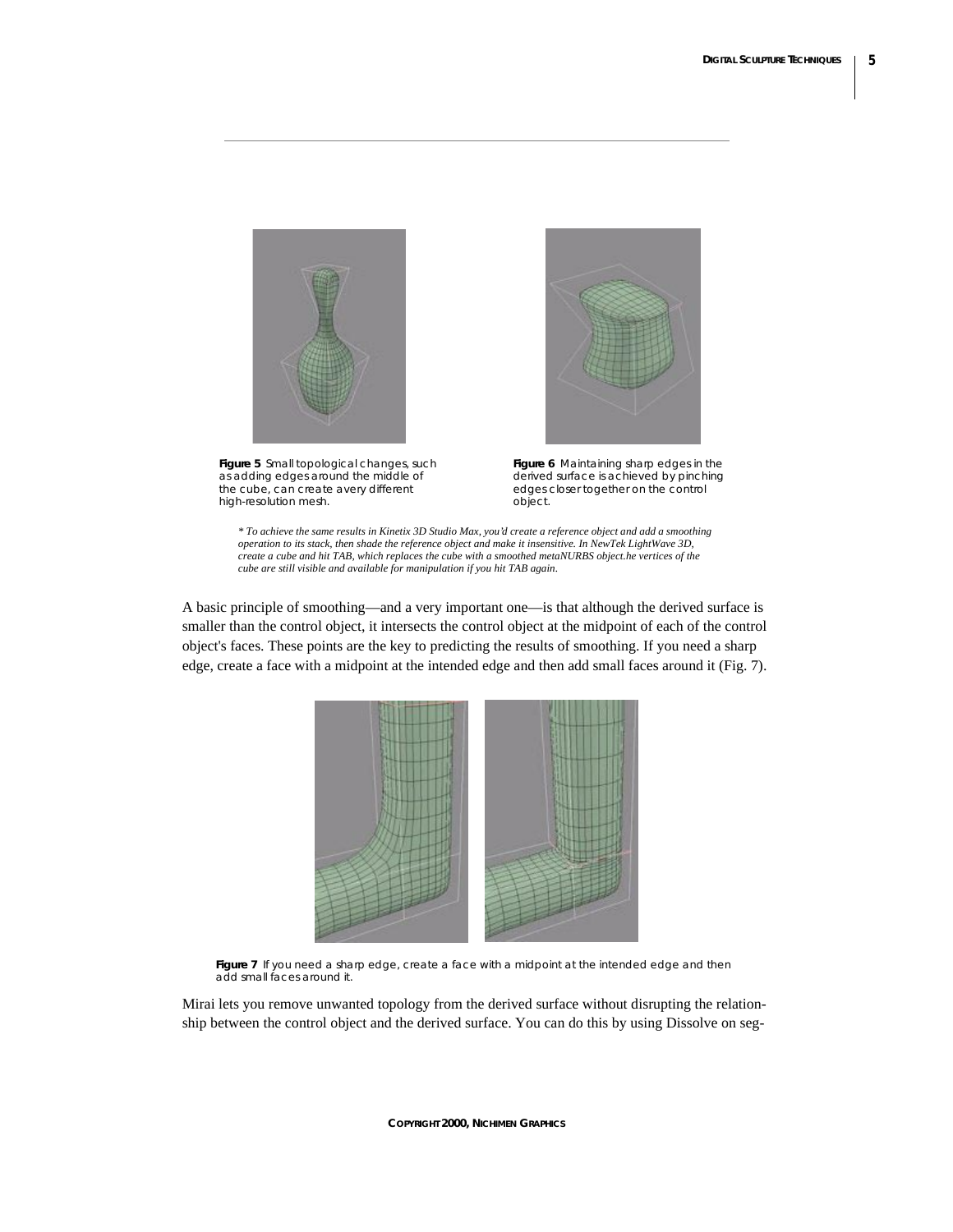**Figure 5** Small topological changes, such as adding edges around the middle of the cube, can create a very different high-resolution mesh.

**Figure 6** Maintaining sharp edges in the derived surface is achieved by pinching edges closer together on the control object.

*\* To achieve the same results in Kinetix 3D Studio Max, you'd create a reference object and add a smoothing operation to its stack, then shade the reference object and make it insensitive. In NewTek LightWave 3D, create a cube and hit TAB, which replaces the cube with a smoothed metaNURBS object.he vertices of the cube are still visible and available for manipulation if you hit TAB again.*

A basic principle of smoothing—and a very important one—is that although the derived surface is smaller than the control object, it intersects the control object at the midpoint of each of the control object's faces. These points are the key to predicting the results of smoothing. If you need a sharp edge, create a face with a midpoint at the intended edge and then add small faces around it (Fig. 7).

**Figure 7** If you need a sharp edge, create a face with a midpoint at the intended edge and then add small faces around it.

Mirai lets you remove unwanted topology from the derived surface without disrupting the relationship between the control object and the derived surface. You can do this by using Dissolve on seg-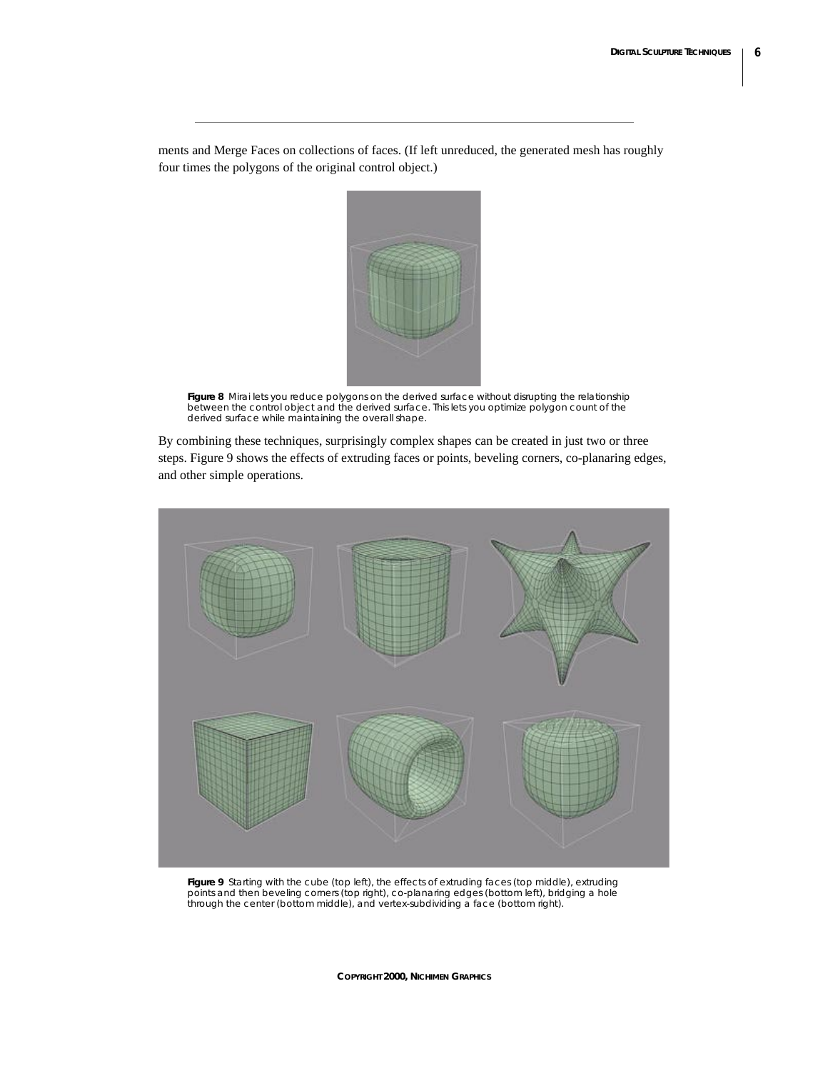ments and Merge Faces on collections of faces. (If left unreduced, the generated mesh has roughly four times the polygons of the original control object.)

**Figure 8** Mirai lets you reduce polygons on the derived surface without disrupting the relationship between the control object and the derived surface. This lets you optimize polygon count of the derived surface while maintaining the overall shape.

By combining these techniques, surprisingly complex shapes can be created in just two or three steps. Figure 9 shows the effects of extruding faces or points, beveling corners, co-planaring edges, and other simple operations.

**Figure 9** Starting with the cube (top left), the effects of extruding faces (top middle), extruding points and then beveling corners (top right), co-planaring edges (bottom left), bridging a hole through the center (bottom middle), and vertex-subdividing a face (bottom right).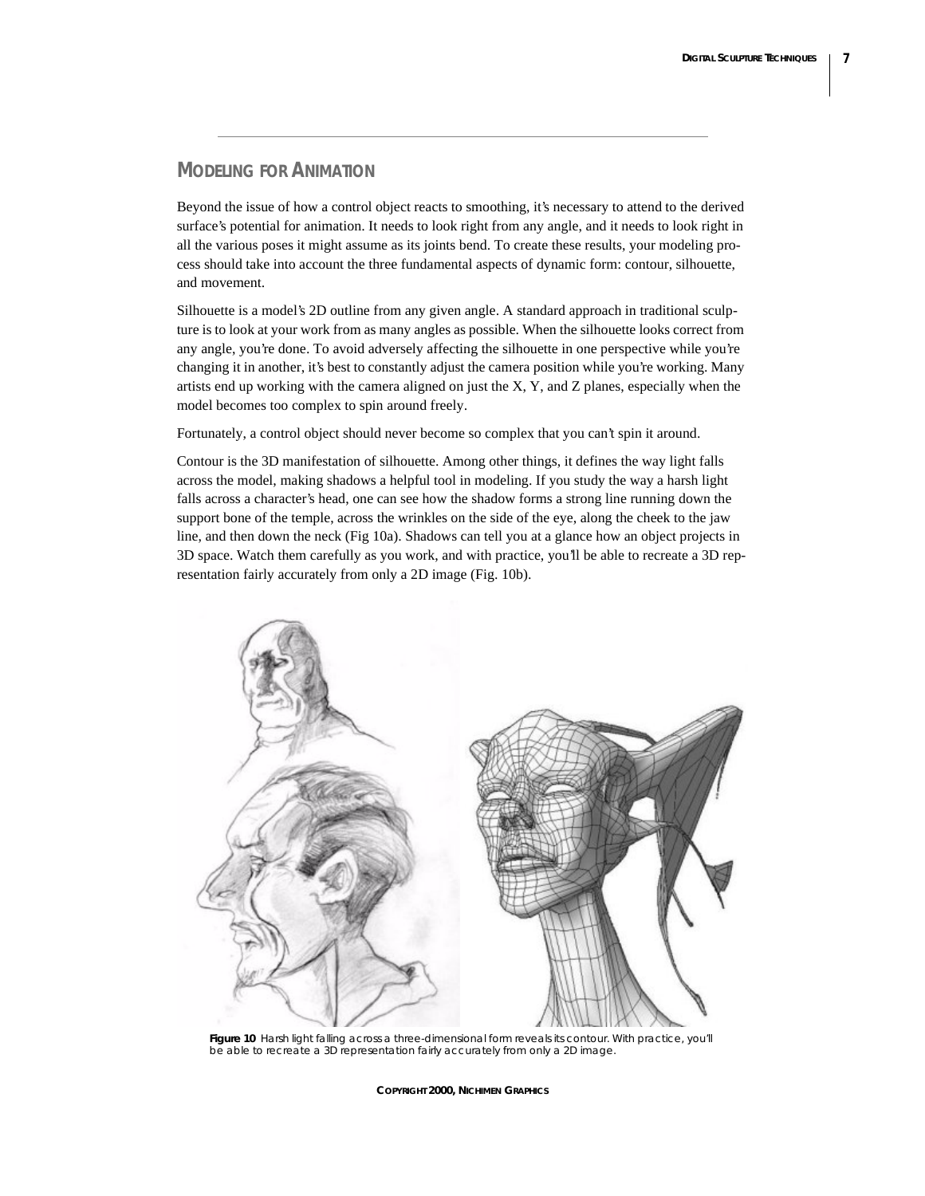## Modeling for Animation

Beyond the issue of how a control object reacts to smoothing, it's necessary to attend to the derived surface's potential for animation. It needs to look right from any angle, and it needs to look right in all the various poses it might assume as its joints bend. To create these results, your modeling process should take into account the three fundamental aspects of dynamic form: contour, silhouette, and movement.

Silhouette is a model's 2D outline from any given angle. A standard approach in traditional sculpture is to look at your work from as many angles as possible. When the silhouette looks correct from any angle, you're done. To avoid adversely affecting the silhouette in one perspective while you're changing it in another, it's best to constantly adjust the camera position while you're working. Many artists end up working with the camera aligned on just the X, Y, and Z planes, especially when the model becomes too complex to spin around freely.

Fortunately, a control object should never become so complex that you can't spin it around.

Contour is the 3D manifestation of silhouette. Among other things, it defines the way light falls across the model, making shadows a helpful tool in modeling. If you study the way a harsh light falls across a character's head, one can see how the shadow forms a strong line running down the support bone of the temple, across the wrinkles on the side of the eye, along the cheek to the jaw line, and then down the neck (Fig 10a). Shadows can tell you at a glance how an object projects in 3D space. Watch them carefully as you work, and with practice, you'll be able to recreate a 3D representation fairly accurately from only a 2D image (Fig. 10b).

**Figure 10** Harsh light falling across a three-dimensional form reveals its contour. With practice, you'll be able to recreate a 3D representation fairly accurately from only a 2D image.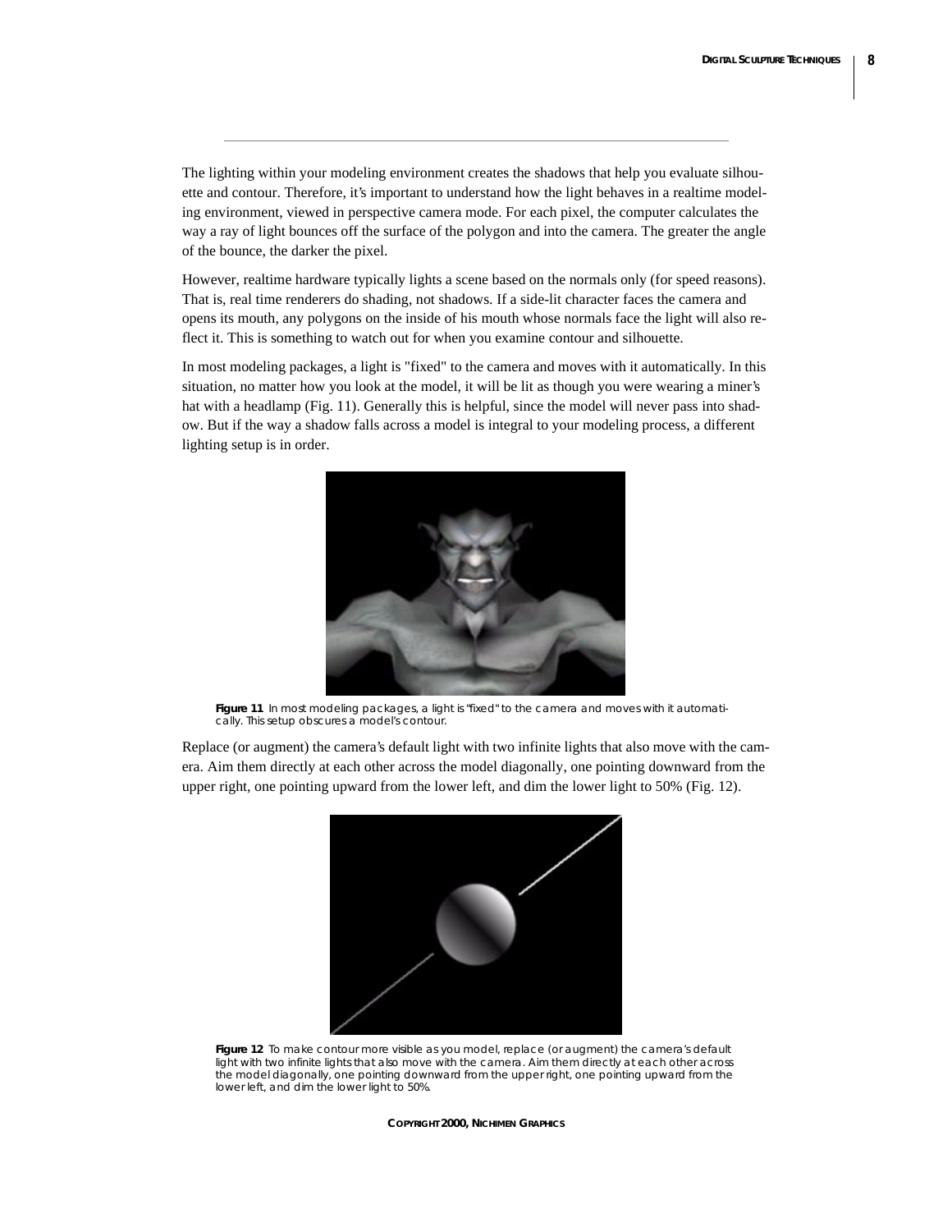The lighting within your modeling environment creates the shadows that help you evaluate silhouette and contour. Therefore, it's important to understand how the light behaves in a realtime modeling environment, viewed in perspective camera mode. For each pixel, the computer calculates the way a ray of light bounces off the surface of the polygon and into the camera. The greater the angle of the bounce, the darker the pixel.

However, realtime hardware typically lights a scene based on the normals only (for speed reasons). That is, real time renderers do shading, not shadows. If a side-lit character faces the camera and opens its mouth, any polygons on the inside of his mouth whose normals face the light will also reflect it. This is something to watch out for when you examine contour and silhouette.

In most modeling packages, a light is "fixed" to the camera and moves with it automatically. In this situation, no matter how you look at the model, it will be lit as though you were wearing a miner's hat with a headlamp (Fig. 11). Generally this is helpful, since the model will never pass into shadow. But if the way a shadow falls across a model is integral to your modeling process, a different lighting setup is in order.

**Figure 11** In most modeling packages, a light is "fixed" to the camera and moves with it automatically. This setup obscures a model's contour.

Replace (or augment) the camera's default light with two infinite lights that also move with the camera. Aim them directly at each other across the model diagonally, one pointing downward from the upper right, one pointing upward from the lower left, and dim the lower light to 50% (Fig. 12).

**Figure 12** To make contour more visible as you model, replace (or augment) the camera's default light with two infinite lights that also move with the camera. Aim them directly at each other across the model diagonally, one pointing downward from the upper right, one pointing upward from the lower left, and dim the lower light to 50%.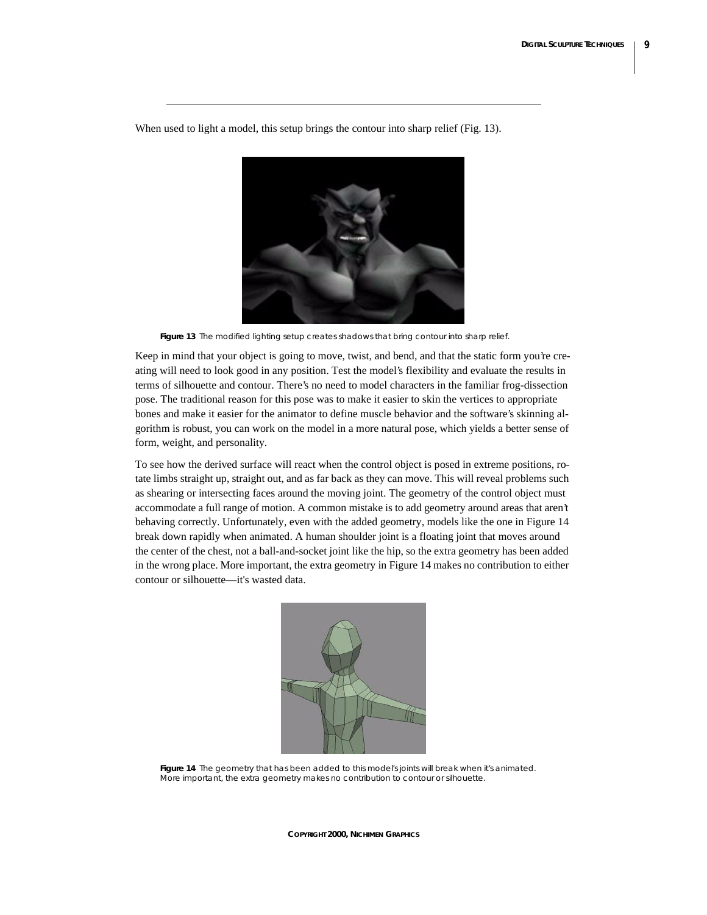When used to light a model, this setup brings the contour into sharp relief (Fig. 13).

**Figure 13** The modified lighting setup creates shadows that bring contour into sharp relief.

Keep in mind that your object is going to move, twist, and bend, and that the static form you're creating will need to look good in any position. Test the model's flexibility and evaluate the results in terms of silhouette and contour. There's no need to model characters in the familiar frog-dissection pose. The traditional reason for this pose was to make it easier to skin the vertices to appropriate bones and make it easier for the animator to define muscle behavior and the software's skinning algorithm is robust, you can work on the model in a more natural pose, which yields a better sense of form, weight, and personality.

To see how the derived surface will react when the control object is posed in extreme positions, rotate limbs straight up, straight out, and as far back as they can move. This will reveal problems such as shearing or intersecting faces around the moving joint. The geometry of the control object must accommodate a full range of motion. A common mistake is to add geometry around areas that aren't behaving correctly. Unfortunately, even with the added geometry, models like the one in Figure 14 break down rapidly when animated. A human shoulder joint is a floating joint that moves around the center of the chest, not a ball-and-socket joint like the hip, so the extra geometry has been added in the wrong place. More important, the extra geometry in Figure 14 makes no contribution to either contour or silhouette—it's wasted data.

**Figure 14** The geometry that has been added to this model's joints will break when it's animated. More important, the extra geometry makes no contribution to contour or silhouette.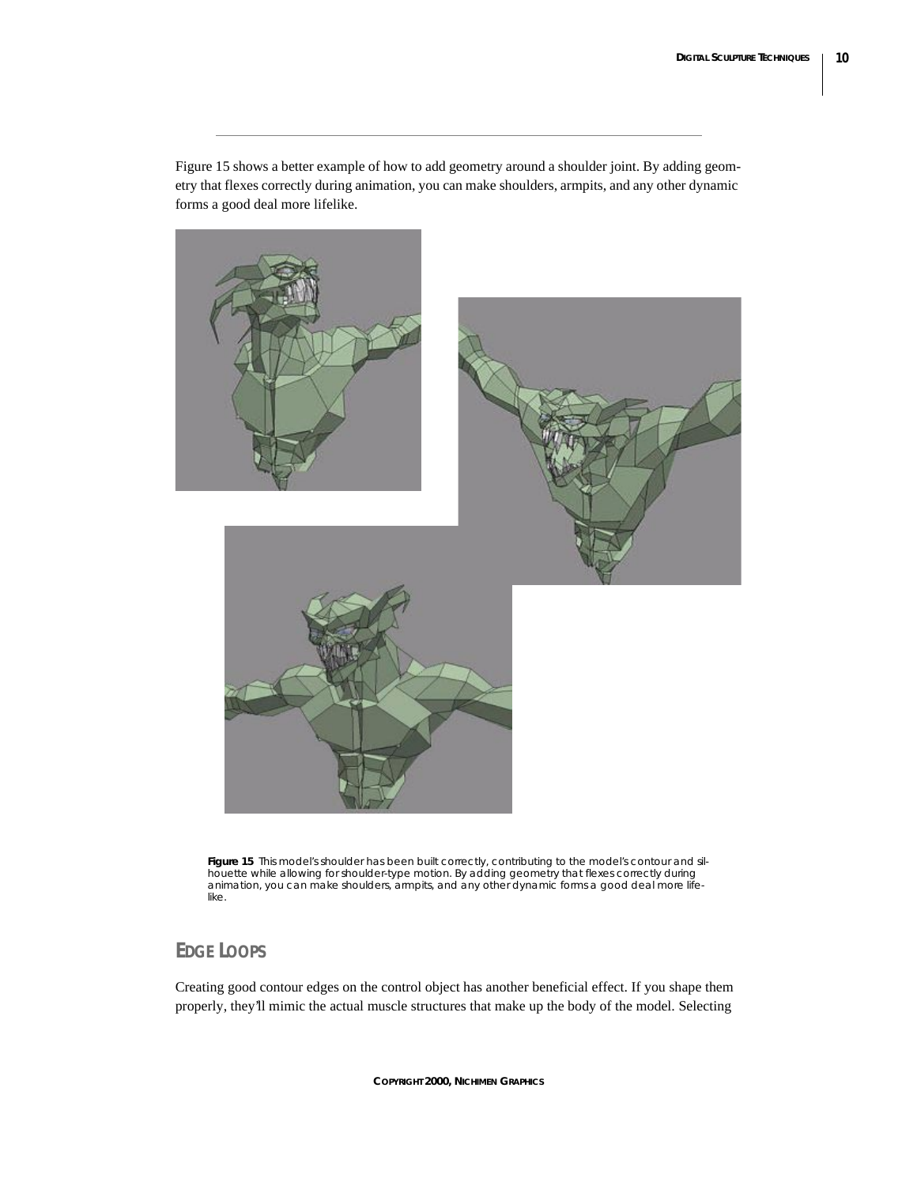Figure 15 shows a better example of how to add geometry around a shoulder joint. By adding geometry that flexes correctly during animation, you can make shoulders, armpits, and any other dynamic forms a good deal more lifelike.

**Figure 15** This model's shoulder has been built correctly, contributing to the model's contour and silhouette while allowing for shoulder-type motion. By adding geometry that flexes correctly during animation, you can make shoulders, armpits, and any other dynamic forms a good deal more lifelike.

## EDGE LOOPS

Creating good contour edges on the control object has another beneficial effect. If you shape them properly, they'll mimic the actual muscle structures that make up the body of the model. Selecting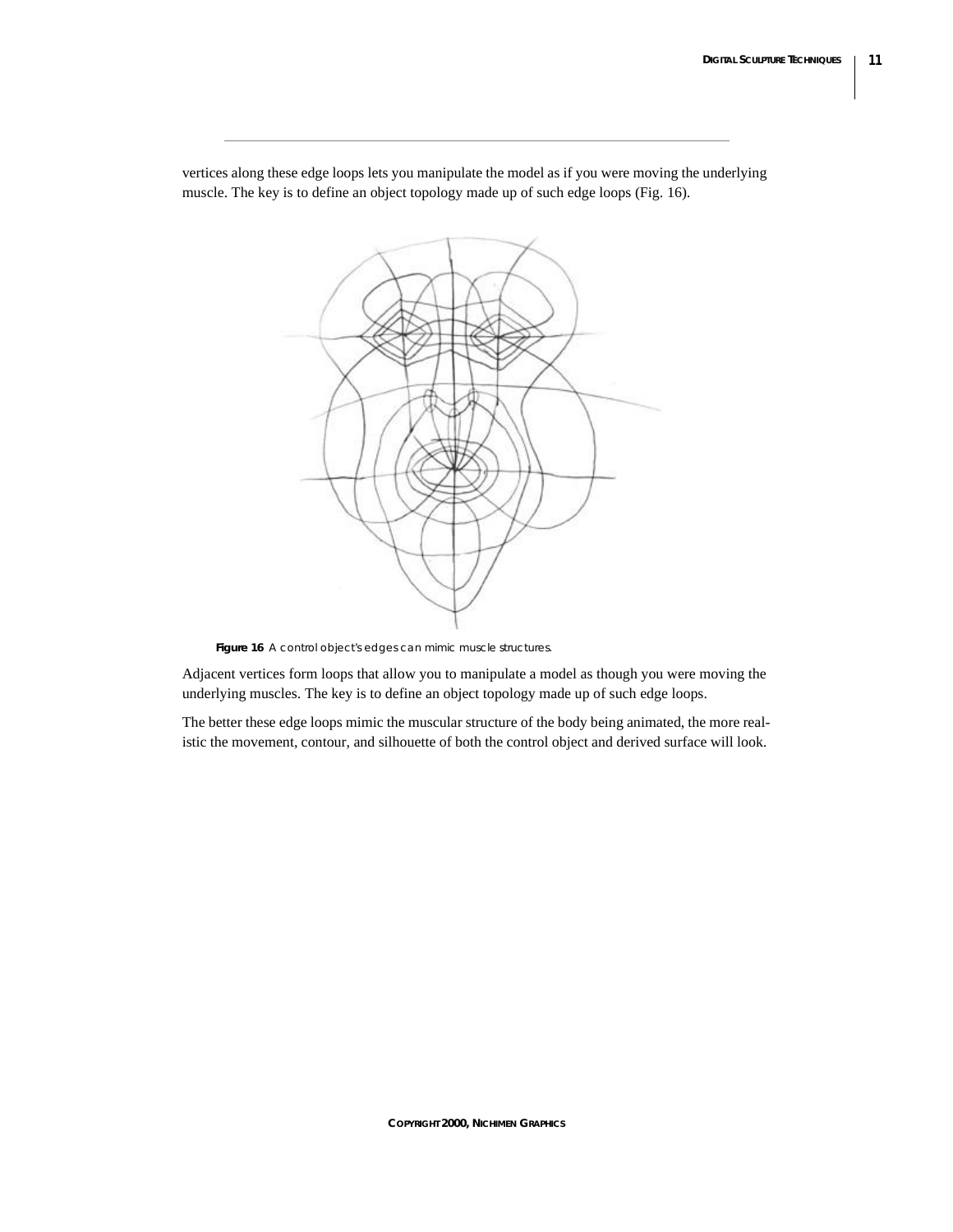vertices along these edge loops lets you manipulate the model as if you were moving the underlying muscle. The key is to define an object topology made up of such edge loops (Fig. 16).

**Figure 16** A control object's edges can mimic muscle structures.

Adjacent vertices form loops that allow you to manipulate a model as though you were moving the underlying muscles. The key is to define an object topology made up of such edge loops.

The better these edge loops mimic the muscular structure of the body being animated, the more realistic the movement, contour, and silhouette of both the control object and derived surface will look.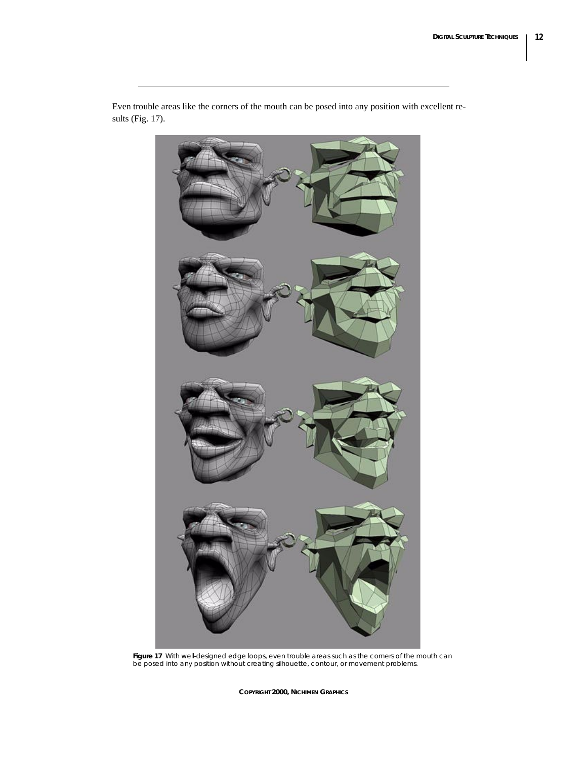Even trouble areas like the corners of the mouth can be posed into any position with excellent results (Fig. 17).

**Figure 17** With well-designed edge loops, even trouble areas such as the corners of the mouth can be posed into any position without creating silhouette, contour, or movement problems.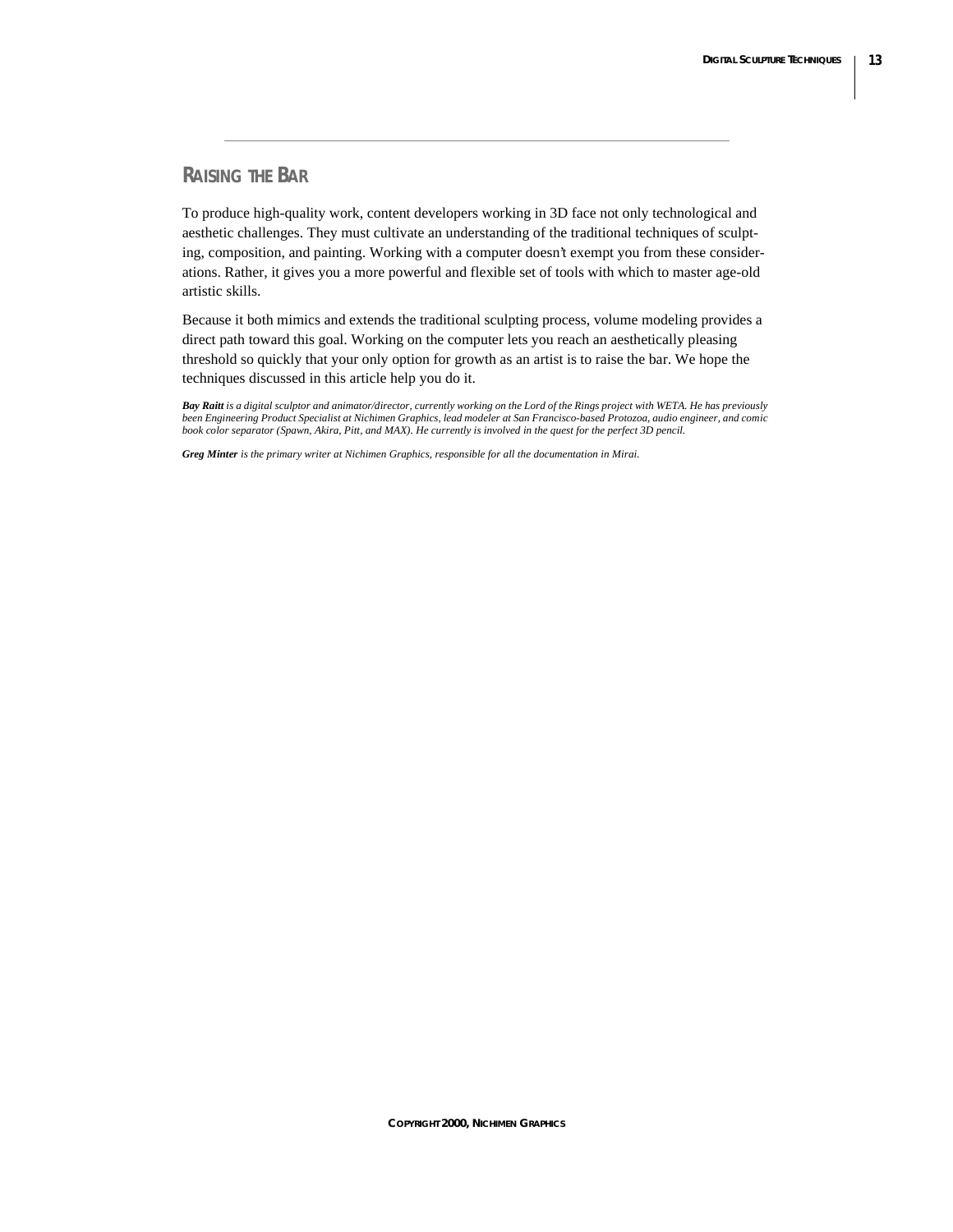## RAISING THE BAR

To produce high-quality work, content developers working in 3D face not only technological and aesthetic challenges. They must cultivate an understanding of the traditional techniques of sculpting, composition, and painting. Working with a computer doesn't exempt you from these considerations. Rather, it gives you a more powerful and flexible set of tools with which to master age-old artistic skills.

Because it both mimics and extends the traditional sculpting process, volume modeling provides a direct path toward this goal. Working on the computer lets you reach an aesthetically pleasing threshold so quickly that your only option for growth as an artist is to raise the bar. We hope the techniques discussed in this article help you do it.

***Bay Raitt** is a digital sculptor and animator/director, currently working on the Lord of the Rings project with WETA. He has previously been Engineering Product Specialist at Nichimen Graphics, lead modeler at San Francisco-based Protozoa, audio engineer, and comic book color separator (Spawn, Akira, Pitt, and MAX). He currently is involved in the quest for the perfect 3D pencil.*

***Greg Minter** is the primary writer at Nichimen Graphics, responsible for all the documentation in Mirai.*